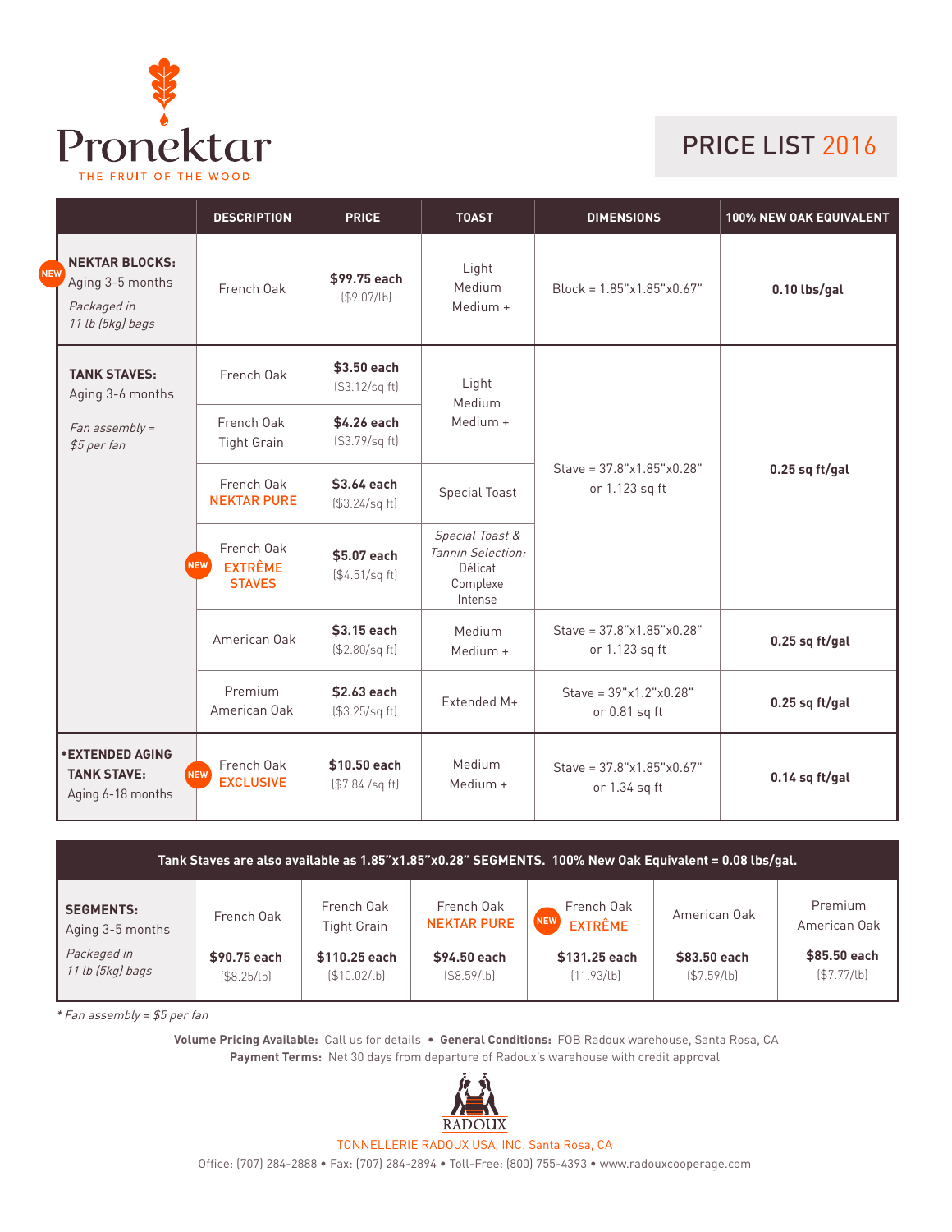# Pronektar

THE FRUIT OF THE WOOD

## PRICE LIST 2016

| | DESCRIPTION | PRICE | TOAST | DIMENSIONS | 100% NEW OAK EQUIVALENT |
|---|---|---|---|---|---|
| NEW **NEKTAR BLOCKS:** Aging 3-5 months *Packaged in 11 lb (5kg) bags* | French Oak | **$99.75 each** ($9.07/lb) | Light Medium Medium + | Block = 1.85"x1.85"x0.67" | **0.10 lbs/gal** |
| **TANK STAVES:** Aging 3-6 months *Fan assembly = $5 per fan* | French Oak | **$3.50 each** ($3.12/sq ft) | Light Medium Medium + | Stave = 37.8"x1.85"x0.28" or 1.123 sq ft | **0.25 sq ft/gal** |
| | French Oak Tight Grain | **$4.26 each** ($3.79/sq ft) | | | |
| | French Oak NEKTAR PURE | **$3.64 each** ($3.24/sq ft) | Special Toast | | |
| | NEW French Oak EXTRÊME STAVES | **$5.07 each** ($4.51/sq ft) | *Special Toast & Tannin Selection:* Délicat Complexe Intense | | |
| | American Oak | **$3.15 each** ($2.80/sq ft) | Medium Medium + | Stave = 37.8"x1.85"x0.28" or 1.123 sq ft | **0.25 sq ft/gal** |
| | Premium American Oak | **$2.63 each** ($3.25/sq ft) | Extended M+ | Stave = 39"x1.2"x0.28" or 0.81 sq ft | **0.25 sq ft/gal** |
| ***EXTENDED AGING TANK STAVE:** Aging 6-18 months | NEW French Oak EXCLUSIVE | **$10.50 each** ($7.84 /sq ft) | Medium Medium + | Stave = 37.8"x1.85"x0.67" or 1.34 sq ft | **0.14 sq ft/gal** |

**Tank Staves are also available as 1.85"x1.85"x0.28" SEGMENTS. 100% New Oak Equivalent = 0.08 lbs/gal.**

| **SEGMENTS:** Aging 3-5 months *Packaged in 11 lb (5kg) bags* | French Oak | French Oak Tight Grain | French Oak NEKTAR PURE | NEW French Oak EXTRÊME | American Oak | Premium American Oak |
|---|---|---|---|---|---|---|
| | **$90.75 each** ($8.25/lb) | **$110.25 each** ($10.02/lb) | **$94.50 each** ($8.59/lb) | **$131.25 each** (11.93/lb) | **$83.50 each** ($7.59/lb) | **$85.50 each** ($7.77/lb) |

*\* Fan assembly = $5 per fan*

**Volume Pricing Available:** Call us for details • **General Conditions:** FOB Radoux warehouse, Santa Rosa, CA
**Payment Terms:** Net 30 days from departure of Radoux's warehouse with credit approval

RADOUX

TONNELLERIE RADOUX USA, INC. Santa Rosa, CA

Office: (707) 284-2888 • Fax: (707) 284-2894 • Toll-Free: (800) 755-4393 • www.radouxcooperage.com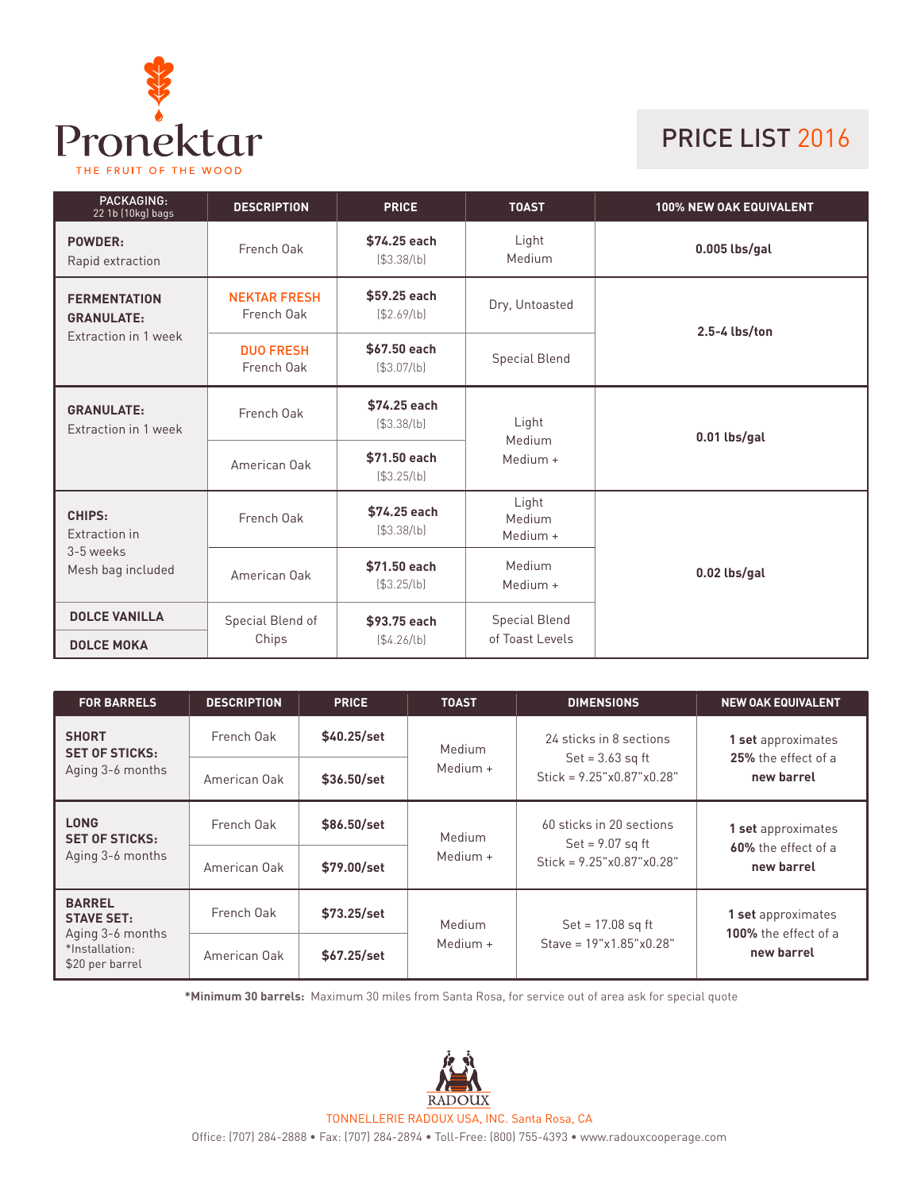Pronektar

THE FRUIT OF THE WOOD

# PRICE LIST 2016

| PACKAGING: 22 lb (10kg) bags | DESCRIPTION | PRICE | TOAST | 100% NEW OAK EQUIVALENT |
|---|---|---|---|---|
| **POWDER:** Rapid extraction | French Oak | **$74.25 each** ($3.38/lb) | Light Medium | **0.005 lbs/gal** |
| **FERMENTATION GRANULATE:** Extraction in 1 week | NEKTAR FRESH French Oak | **$59.25 each** ($2.69/lb) | Dry, Untoasted | **2.5-4 lbs/ton** |
| | DUO FRESH French Oak | **$67.50 each** ($3.07/lb) | Special Blend | |
| **GRANULATE:** Extraction in 1 week | French Oak | **$74.25 each** ($3.38/lb) | Light Medium Medium + | **0.01 lbs/gal** |
| | American Oak | **$71.50 each** ($3.25/lb) | | |
| **CHIPS:** Extraction in 3-5 weeks Mesh bag included | French Oak | **$74.25 each** ($3.38/lb) | Light Medium Medium + | **0.02 lbs/gal** |
| | American Oak | **$71.50 each** ($3.25/lb) | Medium Medium + | |
| **DOLCE VANILLA** / **DOLCE MOKA** | Special Blend of Chips | **$93.75 each** ($4.26/lb) | Special Blend of Toast Levels | |

| FOR BARRELS | DESCRIPTION | PRICE | TOAST | DIMENSIONS | NEW OAK EQUIVALENT |
|---|---|---|---|---|---|
| **SHORT SET OF STICKS:** Aging 3-6 months | French Oak | **$40.25/set** | Medium Medium + | 24 sticks in 8 sections Set = 3.63 sq ft Stick = 9.25"x0.87"x0.28" | **1 set** approximates **25%** the effect of a **new barrel** |
| | American Oak | **$36.50/set** | | | |
| **LONG SET OF STICKS:** Aging 3-6 months | French Oak | **$86.50/set** | Medium Medium + | 60 sticks in 20 sections Set = 9.07 sq ft Stick = 9.25"x0.87"x0.28" | **1 set** approximates **60%** the effect of a **new barrel** |
| | American Oak | **$79.00/set** | | | |
| **BARREL STAVE SET:** Aging 3-6 months *Installation: $20 per barrel | French Oak | **$73.25/set** | Medium Medium + | Set = 17.08 sq ft Stave = 19"x1.85"x0.28" | **1 set** approximates **100%** the effect of a **new barrel** |
| | American Oak | **$67.25/set** | | | |

***Minimum 30 barrels:** Maximum 30 miles from Santa Rosa, for service out of area ask for special quote

RADOUX

TONNELLERIE RADOUX USA, INC. Santa Rosa, CA

Office: (707) 284-2888 • Fax: (707) 284-2894 • Toll-Free: (800) 755-4393 • www.radouxcooperage.com